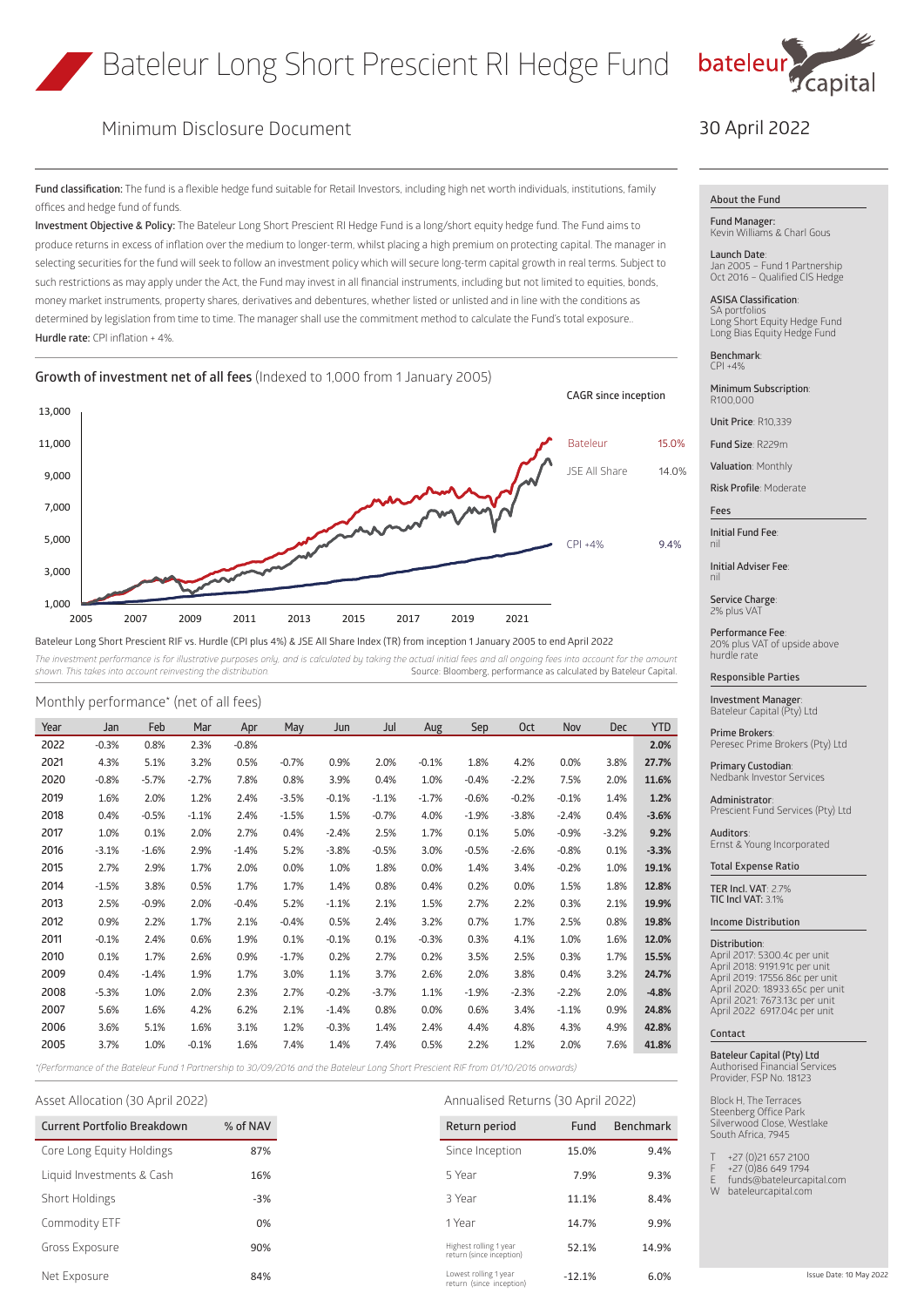# Bateleur Long Short Prescient RI Hedge Fund

## Minimum Disclosure Document

30 April 2022

**Fund classification:** The fund is a flexible hedge fund suitable for Retail Investors, including high net worth individuals, institutions, family offices and hedge fund of funds.

**Investment Objective & Policy:** The Bateleur Long Short Prescient RI Hedge Fund is a long/short equity hedge fund. The Fund aims to produce returns in excess of inflation over the medium to longer-term, whilst placing a high premium on protecting capital. The manager in selecting securities for the fund will seek to follow an investment policy which will secure long-term capital growth in real terms. Subject to such restrictions as may apply under the Act, the Fund may invest in all financial instruments, including but not limited to equities, bonds, money market instruments, property shares, derivatives and debentures, whether listed or unlisted and in line with the conditions as determined by legislation from time to time. The manager shall use the commitment method to calculate the Fund's total exposure..

**Hurdle rate:** CPI inflation + 4%.

### Growth of investment net of all fees (Indexed to 1,000 from 1 January 2005)

| CAGR since inception | |
|---|---|
| Bateleur | 15.0% |
| JSE All Share | 14.0% |
| CPI +4% | 9.4% |

Bateleur Long Short Prescient RIF vs. Hurdle (CPI plus 4%) & JSE All Share Index (TR) from inception 1 January 2005 to end April 2022

*The investment performance is for illustrative purposes only, and is calculated by taking the actual initial fees and all ongoing fees into account for the amount shown. This takes into account reinvesting the distribution.* Source: Bloomberg, performance as calculated by Bateleur Capital.

### Monthly performance* (net of all fees)

| Year | Jan | Feb | Mar | Apr | May | Jun | Jul | Aug | Sep | Oct | Nov | Dec | YTD |
|---|---|---|---|---|---|---|---|---|---|---|---|---|---|
| 2022 | -0.3% | 0.8% | 2.3% | -0.8% | | | | | | | | | **2.0%** |
| 2021 | 4.3% | 5.1% | 3.2% | 0.5% | -0.7% | 0.9% | 2.0% | -0.1% | 1.8% | 4.2% | 0.0% | 3.8% | **27.7%** |
| 2020 | -0.8% | -5.7% | -2.7% | 7.8% | 0.8% | 3.9% | 0.4% | 1.0% | -0.4% | -2.2% | 7.5% | 2.0% | **11.6%** |
| 2019 | 1.6% | 2.0% | 1.2% | 2.4% | -3.5% | -0.1% | -1.1% | -1.7% | -0.6% | -0.2% | -0.1% | 1.4% | **1.2%** |
| 2018 | 0.4% | -0.5% | -1.1% | 2.4% | -1.5% | 1.5% | -0.7% | 4.0% | -1.9% | -3.8% | -2.4% | 0.4% | **-3.6%** |
| 2017 | 1.0% | 0.1% | 2.0% | 2.7% | 0.4% | -2.4% | 2.5% | 1.7% | 0.1% | 5.0% | -0.9% | -3.2% | **9.2%** |
| 2016 | -3.1% | -1.6% | 2.9% | -1.4% | 5.2% | -3.8% | -0.5% | 3.0% | -0.5% | -2.6% | -0.8% | 0.1% | **-3.3%** |
| 2015 | 2.7% | 2.9% | 1.7% | 2.0% | 0.0% | 1.0% | 1.8% | 0.0% | 1.4% | 3.4% | -0.2% | 1.0% | **19.1%** |
| 2014 | -1.5% | 3.8% | 0.5% | 1.7% | 1.7% | 1.4% | 0.8% | 0.4% | 0.2% | 0.0% | 1.5% | 1.8% | **12.8%** |
| 2013 | 2.5% | -0.9% | 2.0% | -0.4% | 5.2% | -1.1% | 2.1% | 1.5% | 2.7% | 2.2% | 0.3% | 2.1% | **19.9%** |
| 2012 | 0.9% | 2.2% | 1.7% | 2.1% | -0.4% | 0.5% | 2.4% | 3.2% | 0.7% | 1.7% | 2.5% | 0.8% | **19.8%** |
| 2011 | -0.1% | 2.4% | 0.6% | 1.9% | 0.1% | -0.1% | 0.1% | -0.3% | 0.3% | 4.1% | 1.0% | 1.6% | **12.0%** |
| 2010 | 0.1% | 1.7% | 2.6% | 0.9% | -1.7% | 0.2% | 2.7% | 0.2% | 3.5% | 2.5% | 0.3% | 1.7% | **15.5%** |
| 2009 | 0.4% | -1.4% | 1.9% | 1.7% | 3.0% | 1.1% | 3.7% | 2.6% | 2.0% | 3.8% | 0.4% | 3.2% | **24.7%** |
| 2008 | -5.3% | 1.0% | 2.0% | 2.3% | 2.7% | -0.2% | -3.7% | 1.1% | -1.9% | -2.3% | -2.2% | 2.0% | **-4.8%** |
| 2007 | 5.6% | 1.6% | 4.2% | 6.2% | 2.1% | -1.4% | 0.8% | 0.0% | 0.6% | 3.4% | -1.1% | 0.9% | **24.8%** |
| 2006 | 3.6% | 5.1% | 1.6% | 3.1% | 1.2% | -0.3% | 1.4% | 2.4% | 4.4% | 4.8% | 4.3% | 4.9% | **42.8%** |
| 2005 | 3.7% | 1.0% | -0.1% | 1.6% | 7.4% | 1.4% | 7.4% | 0.5% | 2.2% | 1.2% | 2.0% | 7.6% | **41.8%** |

*(Performance of the Bateleur Fund 1 Partnership to 30/09/2016 and the Bateleur Long Short Prescient RIF from 01/10/2016 onwards)*

### Asset Allocation (30 April 2022)

| Current Portfolio Breakdown | % of NAV |
|---|---|
| Core Long Equity Holdings | 87% |
| Liquid Investments & Cash | 16% |
| Short Holdings | -3% |
| Commodity ETF | 0% |
| Gross Exposure | 90% |
| Net Exposure | 84% |

### Annualised Returns (30 April 2022)

| Return period | Fund | Benchmark |
|---|---|---|
| Since Inception | 15.0% | 9.4% |
| 5 Year | 7.9% | 9.3% |
| 3 Year | 11.1% | 8.4% |
| 1 Year | 14.7% | 9.9% |
| Highest rolling 1 year return (since inception) | 52.1% | 14.9% |
| Lowest rolling 1 year return (since inception) | -12.1% | 6.0% |

### About the Fund

**Fund Manager:** Kevin Williams & Charl Gous

**Launch Date:** Jan 2005 – Fund 1 Partnership; Oct 2016 – Qualified CIS Hedge

**ASISA Classification:** SA portfolios; Long Short Equity Hedge Fund; Long Bias Equity Hedge Fund

**Benchmark:** CPI +4%

**Minimum Subscription:** R100,000

**Unit Price:** R10,339

**Fund Size:** R229m

**Valuation:** Monthly

**Risk Profile:** Moderate

### Fees

**Initial Fund Fee:** nil

**Initial Adviser Fee:** nil

**Service Charge:** 2% plus VAT

**Performance Fee:** 20% plus VAT of upside above hurdle rate

### Responsible Parties

**Investment Manager:** Bateleur Capital (Pty) Ltd

**Prime Brokers:** Peresec Prime Brokers (Pty) Ltd

**Primary Custodian:** Nedbank Investor Services

**Administrator:** Prescient Fund Services (Pty) Ltd

**Auditors:** Ernst & Young Incorporated

### Total Expense Ratio

**TER Incl. VAT:** 2.7%
**TIC Incl VAT:** 3.1%

### Income Distribution

**Distribution:**
April 2017: 5300.4c per unit
April 2018: 9191.91c per unit
April 2019: 17556.86c per unit
April 2020: 18933.65c per unit
April 2021: 7673.13c per unit
April 2022 6917.04c per unit

### Contact

**Bateleur Capital (Pty) Ltd**
Authorised Financial Services Provider, FSP No. 18123

Block H, The Terraces
Steenberg Office Park
Silverwood Close, Westlake
South Africa, 7945

T +27 (0)21 657 2100
F +27 (0)86 649 1794
E funds@bateleurcapital.com
W bateleurcapital.com

Issue Date: 10 May 2022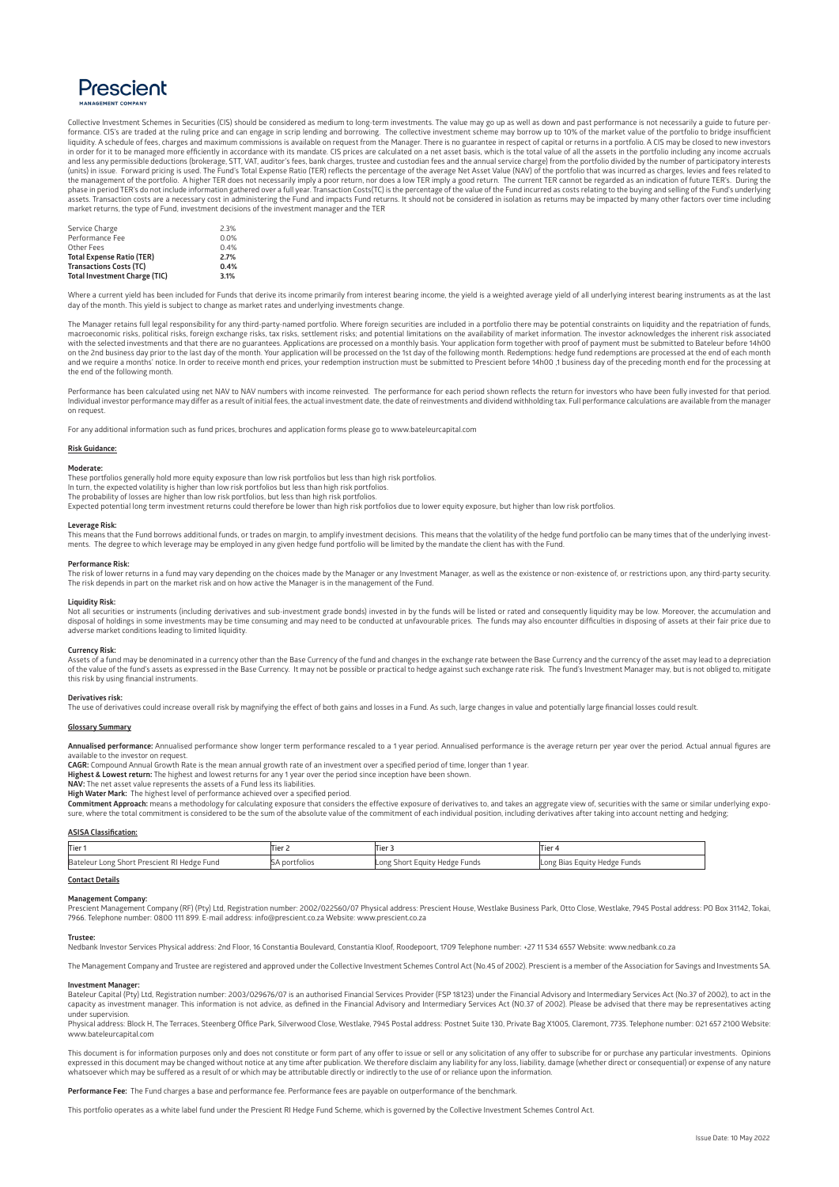# Prescient

MANAGEMENT COMPANY

Collective Investment Schemes in Securities (CIS) should be considered as medium to long-term investments. The value may go up as well as down and past performance is not necessarily a guide to future performance. CIS's are traded at the ruling price and can engage in scrip lending and borrowing. The collective investment scheme may borrow up to 10% of the market value of the portfolio to bridge insufficient liquidity. A schedule of fees, charges and maximum commissions is available on request from the Manager. There is no guarantee in respect of capital or returns in a portfolio. A CIS may be closed to new investors in order for it to be managed more efficiently in accordance with its mandate. CIS prices are calculated on a net asset basis, which is the total value of all the assets in the portfolio including any income accruals and less any permissible deductions (brokerage, STT, VAT, auditor's fees, bank charges, trustee and custodian fees and the annual service charge) from the portfolio divided by the number of participatory interests (units) in issue. Forward pricing is used. The Fund's Total Expense Ratio (TER) reflects the percentage of the average Net Asset Value (NAV) of the portfolio that was incurred as charges, levies and fees related to the management of the portfolio. A higher TER does not necessarily imply a poor return, nor does a low TER imply a good return. The current TER cannot be regarded as an indication of future TER's. During the phase in period TER's do not include information gathered over a full year. Transaction Costs(TC) is the percentage of the value of the Fund incurred as costs relating to the buying and selling of the Fund's underlying assets. Transaction costs are a necessary cost in administering the Fund and impacts Fund returns. It should not be considered in isolation as returns may be impacted by many other factors over time including market returns, the type of Fund, investment decisions of the investment manager and the TER

| | |
|---|---|
| Service Charge | 2.3% |
| Performance Fee | 0.0% |
| Other Fees | 0.4% |
| **Total Expense Ratio (TER)** | **2.7%** |
| **Transactions Costs (TC)** | **0.4%** |
| **Total Investment Charge (TIC)** | **3.1%** |

Where a current yield has been included for Funds that derive its income primarily from interest bearing income, the yield is a weighted average yield of all underlying interest bearing instruments as at the last day of the month. This yield is subject to change as market rates and underlying investments change.

The Manager retains full legal responsibility for any third-party-named portfolio. Where foreign securities are included in a portfolio there may be potential constraints on liquidity and the repatriation of funds, macroeconomic risks, political risks, foreign exchange risks, tax risks, settlement risks; and potential limitations on the availability of market information. The investor acknowledges the inherent risk associated with the selected investments and that there are no guarantees. Applications are processed on a monthly basis. Your application form together with proof of payment must be submitted to Bateleur before 14h00 on the 2nd business day prior to the last day of the month. Your application will be processed on the 1st day of the following month. Redemptions: hedge fund redemptions are processed at the end of each month and we require a months' notice. In order to receive month end prices, your redemption instruction must be submitted to Prescient before 14h00 ,1 business day of the preceding month end for the processing at the end of the following month.

Performance has been calculated using net NAV to NAV numbers with income reinvested. The performance for each period shown reflects the return for investors who have been fully invested for that period. Individual investor performance may differ as a result of initial fees, the actual investment date, the date of reinvestments and dividend withholding tax. Full performance calculations are available from the manager on request.

For any additional information such as fund prices, brochures and application forms please go to www.bateleurcapital.com

## Risk Guidance:

**Moderate:**

These portfolios generally hold more equity exposure than low risk portfolios but less than high risk portfolios.
In turn, the expected volatility is higher than low risk portfolios but less than high risk portfolios.
The probability of losses are higher than low risk portfolios, but less than high risk portfolios.
Expected potential long term investment returns could therefore be lower than high risk portfolios due to lower equity exposure, but higher than low risk portfolios.

**Leverage Risk:**

This means that the Fund borrows additional funds, or trades on margin, to amplify investment decisions. This means that the volatility of the hedge fund portfolio can be many times that of the underlying investments. The degree to which leverage may be employed in any given hedge fund portfolio will be limited by the mandate the client has with the Fund.

**Performance Risk:**

The risk of lower returns in a fund may vary depending on the choices made by the Manager or any Investment Manager, as well as the existence or non-existence of, or restrictions upon, any third-party security. The risk depends in part on the market risk and on how active the Manager is in the management of the Fund.

**Liquidity Risk:**

Not all securities or instruments (including derivatives and sub-investment grade bonds) invested in by the funds will be listed or rated and consequently liquidity may be low. Moreover, the accumulation and disposal of holdings in some investments may be time consuming and may need to be conducted at unfavourable prices. The funds may also encounter difficulties in disposing of assets at their fair price due to adverse market conditions leading to limited liquidity.

**Currency Risk:**

Assets of a fund may be denominated in a currency other than the Base Currency of the fund and changes in the exchange rate between the Base Currency and the currency of the asset may lead to a depreciation of the value of the fund's assets as expressed in the Base Currency. It may not be possible or practical to hedge against such exchange rate risk. The fund's Investment Manager may, but is not obliged to, mitigate this risk by using financial instruments.

**Derivatives risk:**

The use of derivatives could increase overall risk by magnifying the effect of both gains and losses in a Fund. As such, large changes in value and potentially large financial losses could result.

## Glossary Summary

**Annualised performance:** Annualised performance show longer term performance rescaled to a 1 year period. Annualised performance is the average return per year over the period. Actual annual figures are available to the investor on request.

**CAGR:** Compound Annual Growth Rate is the mean annual growth rate of an investment over a specified period of time, longer than 1 year.

**Highest & Lowest return:** The highest and lowest returns for any 1 year over the period since inception have been shown.

**NAV:** The net asset value represents the assets of a Fund less its liabilities.

**High Water Mark:** The highest level of performance achieved over a specified period.

**Commitment Approach:** means a methodology for calculating exposure that considers the effective exposure of derivatives to, and takes an aggregate view of, securities with the same or similar underlying exposure, where the total commitment is considered to be the sum of the absolute value of the commitment of each individual position, including derivatives after taking into account netting and hedging;

## ASISA Classification:

| Tier 1 | Tier 2 | Tier 3 | Tier 4 |
|---|---|---|---|
| Bateleur Long Short Prescient RI Hedge Fund | SA portfolios | Long Short Equity Hedge Funds | Long Bias Equity Hedge Funds |

## Contact Details

**Management Company:**

Prescient Management Company (RF) (Pty) Ltd, Registration number: 2002/022560/07 Physical address: Prescient House, Westlake Business Park, Otto Close, Westlake, 7945 Postal address: PO Box 31142, Tokai, 7966. Telephone number: 0800 111 899. E-mail address: info@prescient.co.za Website: www.prescient.co.za

**Trustee:**

Nedbank Investor Services Physical address: 2nd Floor, 16 Constantia Boulevard, Constantia Kloof, Roodepoort, 1709 Telephone number: +27 11 534 6557 Website: www.nedbank.co.za

The Management Company and Trustee are registered and approved under the Collective Investment Schemes Control Act (No.45 of 2002). Prescient is a member of the Association for Savings and Investments SA.

**Investment Manager:**

Bateleur Capital (Pty) Ltd, Registration number: 2003/029676/07 is an authorised Financial Services Provider (FSP 18123) under the Financial Advisory and Intermediary Services Act (No.37 of 2002), to act in the capacity as investment manager. This information is not advice, as defined in the Financial Advisory and Intermediary Services Act (N0.37 of 2002). Please be advised that there may be representatives acting under supervision.

Physical address: Block H, The Terraces, Steenberg Office Park, Silverwood Close, Westlake, 7945 Postal address: Postnet Suite 130, Private Bag X1005, Claremont, 7735. Telephone number: 021 657 2100 Website: www.bateleurcapital.com

This document is for information purposes only and does not constitute or form part of any offer to issue or sell or any solicitation of any offer to subscribe for or purchase any particular investments. Opinions expressed in this document may be changed without notice at any time after publication. We therefore disclaim any liability for any loss, liability, damage (whether direct or consequential) or expense of any nature whatsoever which may be suffered as a result of or which may be attributable directly or indirectly to the use of or reliance upon the information.

**Performance Fee:** The Fund charges a base and performance fee. Performance fees are payable on outperformance of the benchmark.

This portfolio operates as a white label fund under the Prescient RI Hedge Fund Scheme, which is governed by the Collective Investment Schemes Control Act.

Issue Date: 10 May 2022